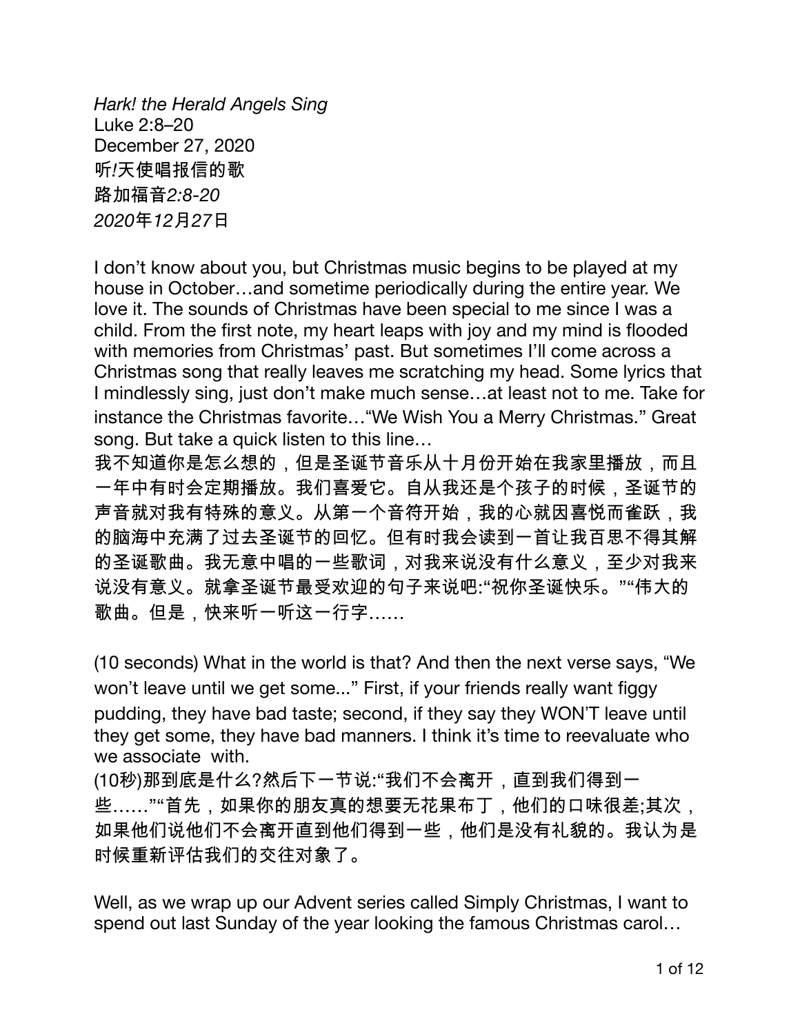*Hark! the Herald Angels Sing*
Luke 2:8–20
December 27, 2020
听*!*天使唱报信的歌
路加福音*2:8-20*
*2020*年*12*月*27*日

I don't know about you, but Christmas music begins to be played at my house in October…and sometime periodically during the entire year. We love it. The sounds of Christmas have been special to me since I was a child. From the first note, my heart leaps with joy and my mind is flooded with memories from Christmas' past. But sometimes I'll come across a Christmas song that really leaves me scratching my head. Some lyrics that I mindlessly sing, just don't make much sense…at least not to me. Take for instance the Christmas favorite…"We Wish You a Merry Christmas." Great song. But take a quick listen to this line…
我不知道你是怎么想的，但是圣诞节音乐从十月份开始在我家里播放，而且一年中有时会定期播放。我们喜爱它。自从我还是个孩子的时候，圣诞节的声音就对我有特殊的意义。从第一个音符开始，我的心就因喜悦而雀跃，我的脑海中充满了过去圣诞节的回忆。但有时我会读到一首让我百思不得其解的圣诞歌曲。我无意中唱的一些歌词，对我来说没有什么意义，至少对我来说没有意义。就拿圣诞节最受欢迎的句子来说吧:"祝你圣诞快乐。""伟大的歌曲。但是，快来听一听这一行字……

(10 seconds) What in the world is that? And then the next verse says, "We won't leave until we get some..." First, if your friends really want figgy pudding, they have bad taste; second, if they say they WON'T leave until they get some, they have bad manners. I think it's time to reevaluate who we associate with.
(10秒)那到底是什么?然后下一节说:"我们不会离开，直到我们得到一些……""首先，如果你的朋友真的想要无花果布丁，他们的口味很差;其次，如果他们说他们不会离开直到他们得到一些，他们是没有礼貌的。我认为是时候重新评估我们的交往对象了。

Well, as we wrap up our Advent series called Simply Christmas, I want to spend out last Sunday of the year looking the famous Christmas carol…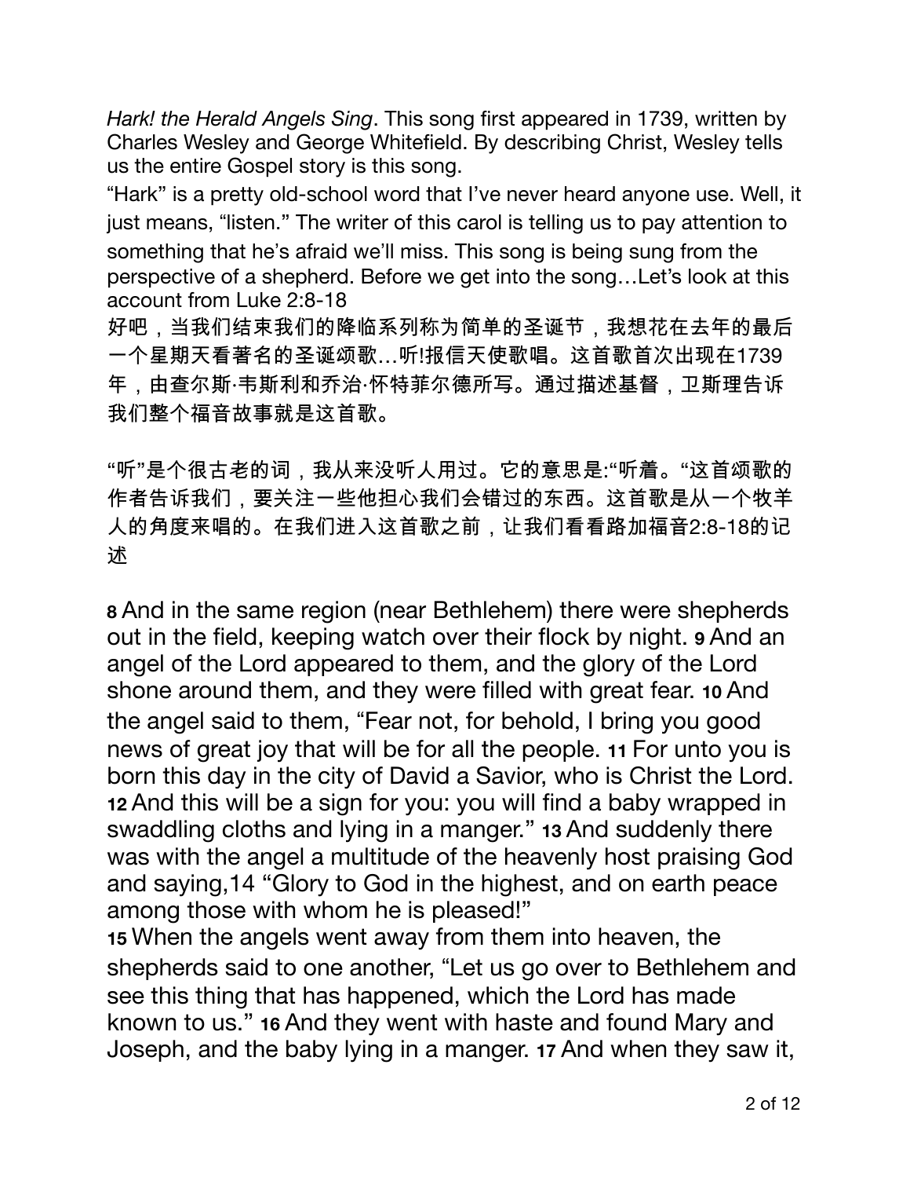*Hark! the Herald Angels Sing*. This song first appeared in 1739, written by Charles Wesley and George Whitefield. By describing Christ, Wesley tells us the entire Gospel story is this song.

"Hark" is a pretty old-school word that I've never heard anyone use. Well, it just means, "listen." The writer of this carol is telling us to pay attention to something that he's afraid we'll miss. This song is being sung from the perspective of a shepherd. Before we get into the song…Let's look at this account from Luke 2:8-18

好吧，当我们结束我们的降临系列称为简单的圣诞节，我想花在去年的最后一个星期天看著名的圣诞颂歌…听!报信天使歌唱。这首歌首次出现在1739年，由查尔斯·韦斯利和乔治·怀特菲尔德所写。通过描述基督，卫斯理告诉我们整个福音故事就是这首歌。

"听"是个很古老的词，我从来没听人用过。它的意思是:"听着。"这首颂歌的作者告诉我们，要关注一些他担心我们会错过的东西。这首歌是从一个牧羊人的角度来唱的。在我们进入这首歌之前，让我们看看路加福音2:8-18的记述

**8** And in the same region (near Bethlehem) there were shepherds out in the field, keeping watch over their flock by night. **9** And an angel of the Lord appeared to them, and the glory of the Lord shone around them, and they were filled with great fear. **10** And the angel said to them, "Fear not, for behold, I bring you good news of great joy that will be for all the people. **11** For unto you is born this day in the city of David a Savior, who is Christ the Lord. **12** And this will be a sign for you: you will find a baby wrapped in swaddling cloths and lying in a manger." **13** And suddenly there was with the angel a multitude of the heavenly host praising God and saying,14 "Glory to God in the highest, and on earth peace among those with whom he is pleased!"
**15** When the angels went away from them into heaven, the shepherds said to one another, "Let us go over to Bethlehem and see this thing that has happened, which the Lord has made known to us." **16** And they went with haste and found Mary and Joseph, and the baby lying in a manger. **17** And when they saw it,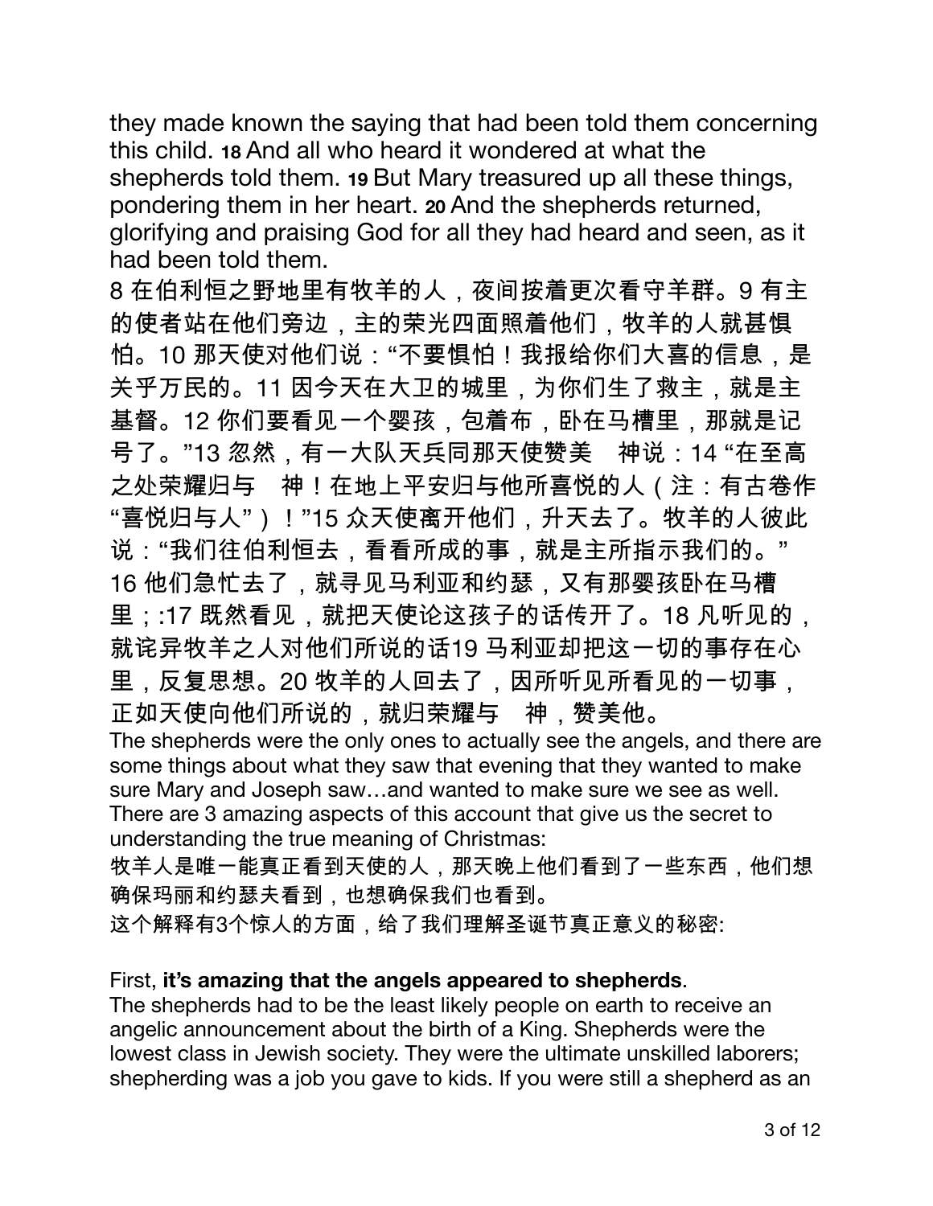they made known the saying that had been told them concerning this child. **18** And all who heard it wondered at what the shepherds told them. **19** But Mary treasured up all these things, pondering them in her heart. **20** And the shepherds returned, glorifying and praising God for all they had heard and seen, as it had been told them.

8 在伯利恒之野地里有牧羊的人，夜间按着更次看守羊群。9 有主的使者站在他们旁边，主的荣光四面照着他们，牧羊的人就甚惧怕。10 那天使对他们说："不要惧怕！我报给你们大喜的信息，是关乎万民的。11 因今天在大卫的城里，为你们生了救主，就是主基督。12 你们要看见一个婴孩，包着布，卧在马槽里，那就是记号了。"13 忽然，有一大队天兵同那天使赞美　神说：14 "在至高之处荣耀归与　神！在地上平安归与他所喜悦的人（注：有古卷作"喜悦归与人"）！"15 众天使离开他们，升天去了。牧羊的人彼此说："我们往伯利恒去，看看所成的事，就是主所指示我们的。" 16 他们急忙去了，就寻见马利亚和约瑟，又有那婴孩卧在马槽里；:17 既然看见，就把天使论这孩子的话传开了。18 凡听见的，就诧异牧羊之人对他们所说的话19 马利亚却把这一切的事存在心里，反复思想。20 牧羊的人回去了，因所听见所看见的一切事，正如天使向他们所说的，就归荣耀与　神，赞美他。

The shepherds were the only ones to actually see the angels, and there are some things about what they saw that evening that they wanted to make sure Mary and Joseph saw…and wanted to make sure we see as well. There are 3 amazing aspects of this account that give us the secret to understanding the true meaning of Christmas:

牧羊人是唯一能真正看到天使的人，那天晚上他们看到了一些东西，他们想确保玛丽和约瑟夫看到，也想确保我们也看到。

这个解释有3个惊人的方面，给了我们理解圣诞节真正意义的秘密:

First, **it's amazing that the angels appeared to shepherds**.

The shepherds had to be the least likely people on earth to receive an angelic announcement about the birth of a King. Shepherds were the lowest class in Jewish society. They were the ultimate unskilled laborers; shepherding was a job you gave to kids. If you were still a shepherd as an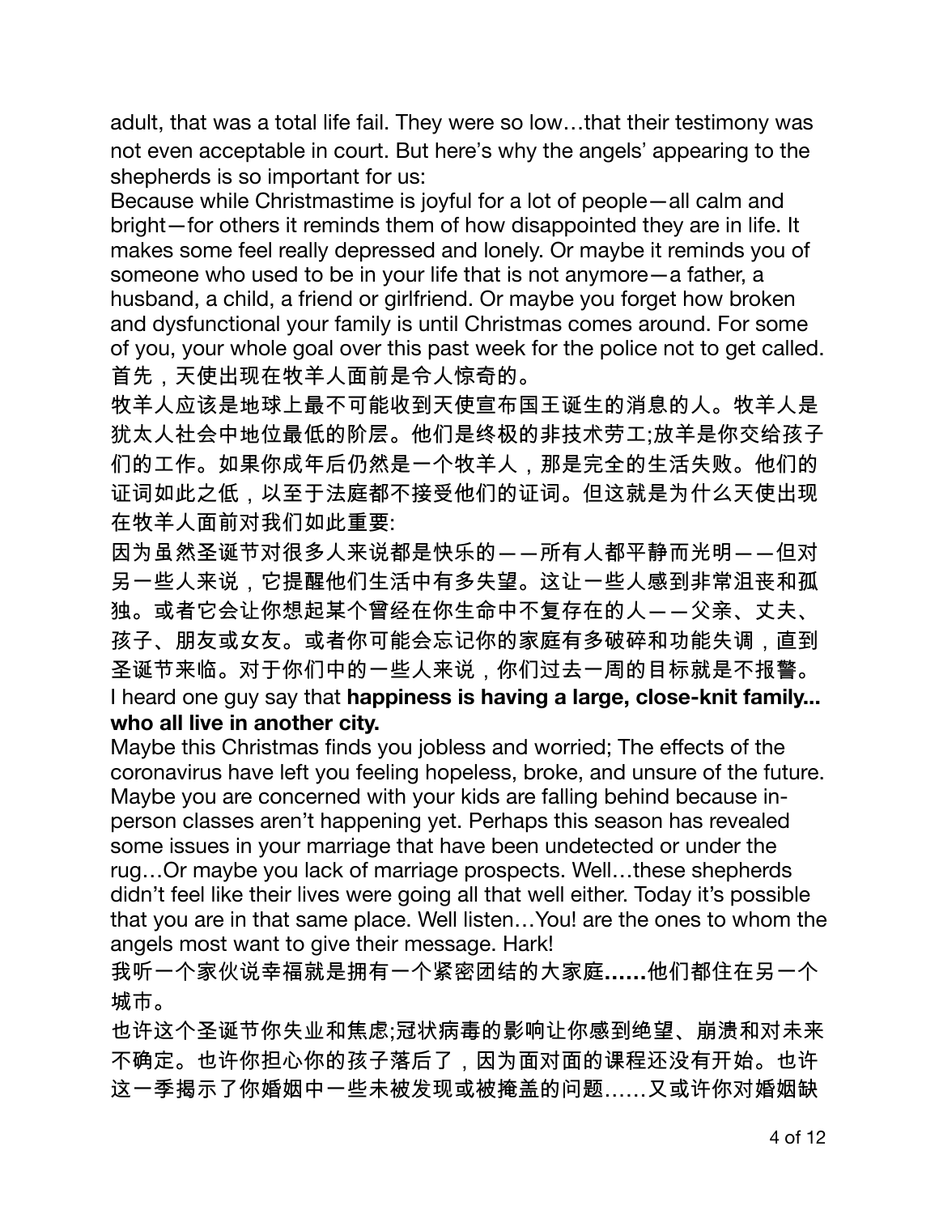adult, that was a total life fail. They were so low…that their testimony was not even acceptable in court. But here's why the angels' appearing to the shepherds is so important for us:

Because while Christmastime is joyful for a lot of people—all calm and bright—for others it reminds them of how disappointed they are in life. It makes some feel really depressed and lonely. Or maybe it reminds you of someone who used to be in your life that is not anymore—a father, a husband, a child, a friend or girlfriend. Or maybe you forget how broken and dysfunctional your family is until Christmas comes around. For some of you, your whole goal over this past week for the police not to get called.

首先，天使出现在牧羊人面前是令人惊奇的。

牧羊人应该是地球上最不可能收到天使宣布国王诞生的消息的人。牧羊人是犹太人社会中地位最低的阶层。他们是终极的非技术劳工;放羊是你交给孩子们的工作。如果你成年后仍然是一个牧羊人，那是完全的生活失败。他们的证词如此之低，以至于法庭都不接受他们的证词。但这就是为什么天使出现在牧羊人面前对我们如此重要:

因为虽然圣诞节对很多人来说都是快乐的——所有人都平静而光明——但对另一些人来说，它提醒他们生活中有多失望。这让一些人感到非常沮丧和孤独。或者它会让你想起某个曾经在你生命中不复存在的人——父亲、丈夫、孩子、朋友或女友。或者你可能会忘记你的家庭有多破碎和功能失调，直到圣诞节来临。对于你们中的一些人来说，你们过去一周的目标就是不报警。

I heard one guy say that **happiness is having a large, close-knit family... who all live in another city.**

Maybe this Christmas finds you jobless and worried; The effects of the coronavirus have left you feeling hopeless, broke, and unsure of the future. Maybe you are concerned with your kids are falling behind because in-person classes aren't happening yet. Perhaps this season has revealed some issues in your marriage that have been undetected or under the rug…Or maybe you lack of marriage prospects. Well…these shepherds didn't feel like their lives were going all that well either. Today it's possible that you are in that same place. Well listen…You! are the ones to whom the angels most want to give their message. Hark!

我听一个家伙说幸福就是拥有一个紧密团结的大家庭**……**他们都住在另一个城市。

也许这个圣诞节你失业和焦虑;冠状病毒的影响让你感到绝望、崩溃和对未来不确定。也许你担心你的孩子落后了，因为面对面的课程还没有开始。也许这一季揭示了你婚姻中一些未被发现或被掩盖的问题……又或许你对婚姻缺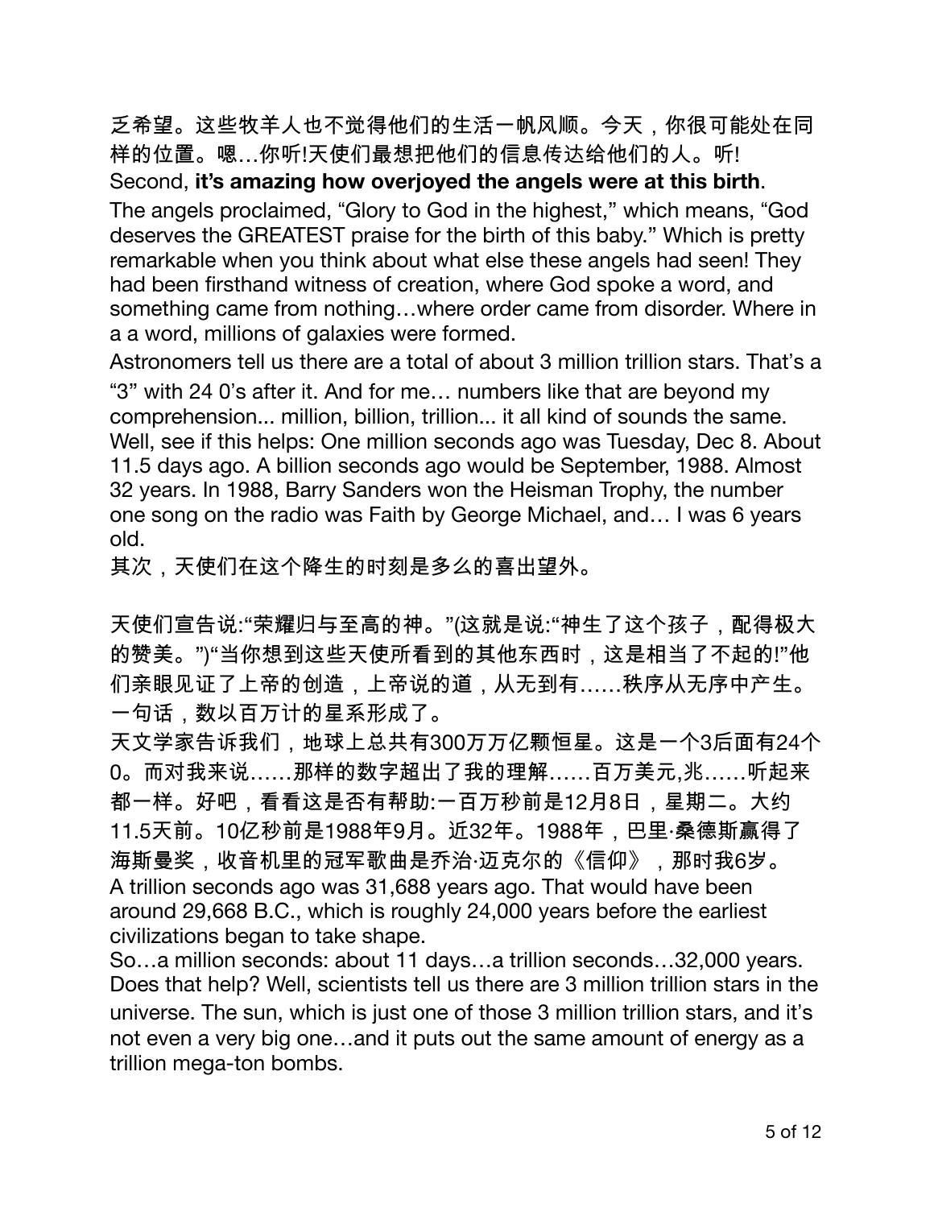乏希望。这些牧羊人也不觉得他们的生活一帆风顺。今天，你很可能处在同样的位置。嗯…你听!天使们最想把他们的信息传达给他们的人。听!

Second, **it's amazing how overjoyed the angels were at this birth**.

The angels proclaimed, “Glory to God in the highest,” which means, “God deserves the GREATEST praise for the birth of this baby.” Which is pretty remarkable when you think about what else these angels had seen! They had been firsthand witness of creation, where God spoke a word, and something came from nothing…where order came from disorder. Where in a a word, millions of galaxies were formed.

Astronomers tell us there are a total of about 3 million trillion stars. That's a “3” with 24 0's after it. And for me… numbers like that are beyond my comprehension... million, billion, trillion... it all kind of sounds the same. Well, see if this helps: One million seconds ago was Tuesday, Dec 8. About 11.5 days ago. A billion seconds ago would be September, 1988. Almost 32 years. In 1988, Barry Sanders won the Heisman Trophy, the number one song on the radio was Faith by George Michael, and… I was 6 years old.

其次，天使们在这个降生的时刻是多么的喜出望外。

天使们宣告说:“荣耀归与至高的神。”(这就是说:“神生了这个孩子，配得极大的赞美。”)“当你想到这些天使所看到的其他东西时，这是相当了不起的!”他们亲眼见证了上帝的创造，上帝说的道，从无到有……秩序从无序中产生。一句话，数以百万计的星系形成了。

天文学家告诉我们，地球上总共有300万万亿颗恒星。这是一个3后面有24个0。而对我来说……那样的数字超出了我的理解……百万美元,兆……听起来都一样。好吧，看看这是否有帮助:一百万秒前是12月8日，星期二。大约11.5天前。10亿秒前是1988年9月。近32年。1988年，巴里·桑德斯赢得了海斯曼奖，收音机里的冠军歌曲是乔治·迈克尔的《信仰》，那时我6岁。

A trillion seconds ago was 31,688 years ago. That would have been around 29,668 B.C., which is roughly 24,000 years before the earliest civilizations began to take shape.

So…a million seconds: about 11 days…a trillion seconds…32,000 years. Does that help? Well, scientists tell us there are 3 million trillion stars in the universe. The sun, which is just one of those 3 million trillion stars, and it's not even a very big one…and it puts out the same amount of energy as a trillion mega-ton bombs.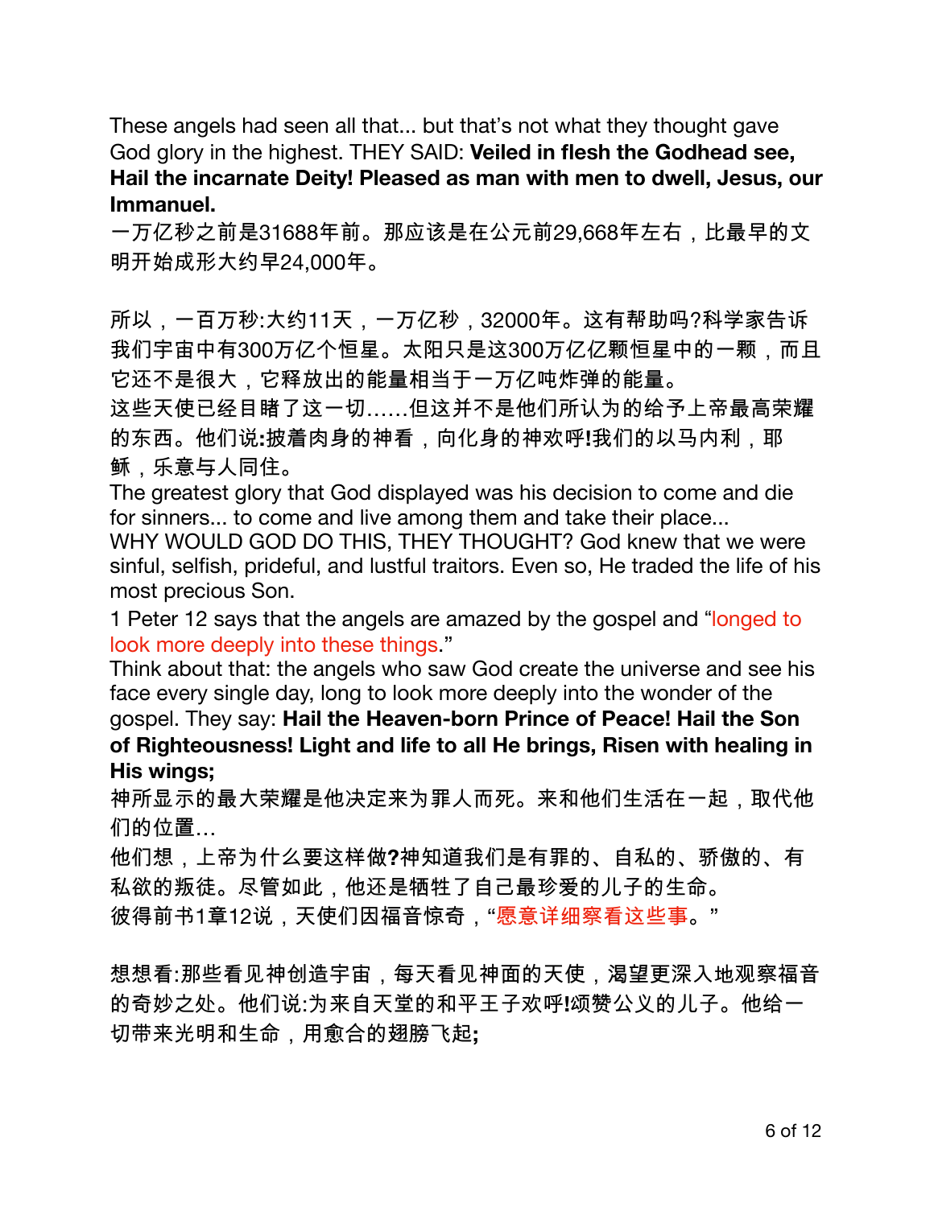These angels had seen all that... but that's not what they thought gave God glory in the highest. THEY SAID: **Veiled in flesh the Godhead see, Hail the incarnate Deity! Pleased as man with men to dwell, Jesus, our Immanuel.**

一万亿秒之前是31688年前。那应该是在公元前29,668年左右，比最早的文明开始成形大约早24,000年。

所以，一百万秒:大约11天，一万亿秒，32000年。这有帮助吗?科学家告诉我们宇宙中有300万亿个恒星。太阳只是这300万亿亿颗恒星中的一颗，而且它还不是很大，它释放出的能量相当于一万亿吨炸弹的能量。

这些天使已经目睹了这一切……但这并不是他们所认为的给予上帝最高荣耀的东西。他们说**:**披着肉身的神看，向化身的神欢呼**!**我们的以马内利，耶稣，乐意与人同住。

The greatest glory that God displayed was his decision to come and die for sinners... to come and live among them and take their place...

WHY WOULD GOD DO THIS, THEY THOUGHT? God knew that we were sinful, selfish, prideful, and lustful traitors. Even so, He traded the life of his most precious Son.

1 Peter 12 says that the angels are amazed by the gospel and "longed to look more deeply into these things."

Think about that: the angels who saw God create the universe and see his face every single day, long to look more deeply into the wonder of the gospel. They say: **Hail the Heaven-born Prince of Peace! Hail the Son of Righteousness! Light and life to all He brings, Risen with healing in His wings;**

神所显示的最大荣耀是他决定来为罪人而死。来和他们生活在一起，取代他们的位置…

他们想，上帝为什么要这样做**?**神知道我们是有罪的、自私的、骄傲的、有私欲的叛徒。尽管如此，他还是牺牲了自己最珍爱的儿子的生命。

彼得前书1章12说，天使们因福音惊奇，"愿意详细察看这些事。"

想想看:那些看见神创造宇宙，每天看见神面的天使，渴望更深入地观察福音的奇妙之处。他们说:为来自天堂的和平王子欢呼**!**颂赞公义的儿子。他给一切带来光明和生命，用愈合的翅膀飞起**;**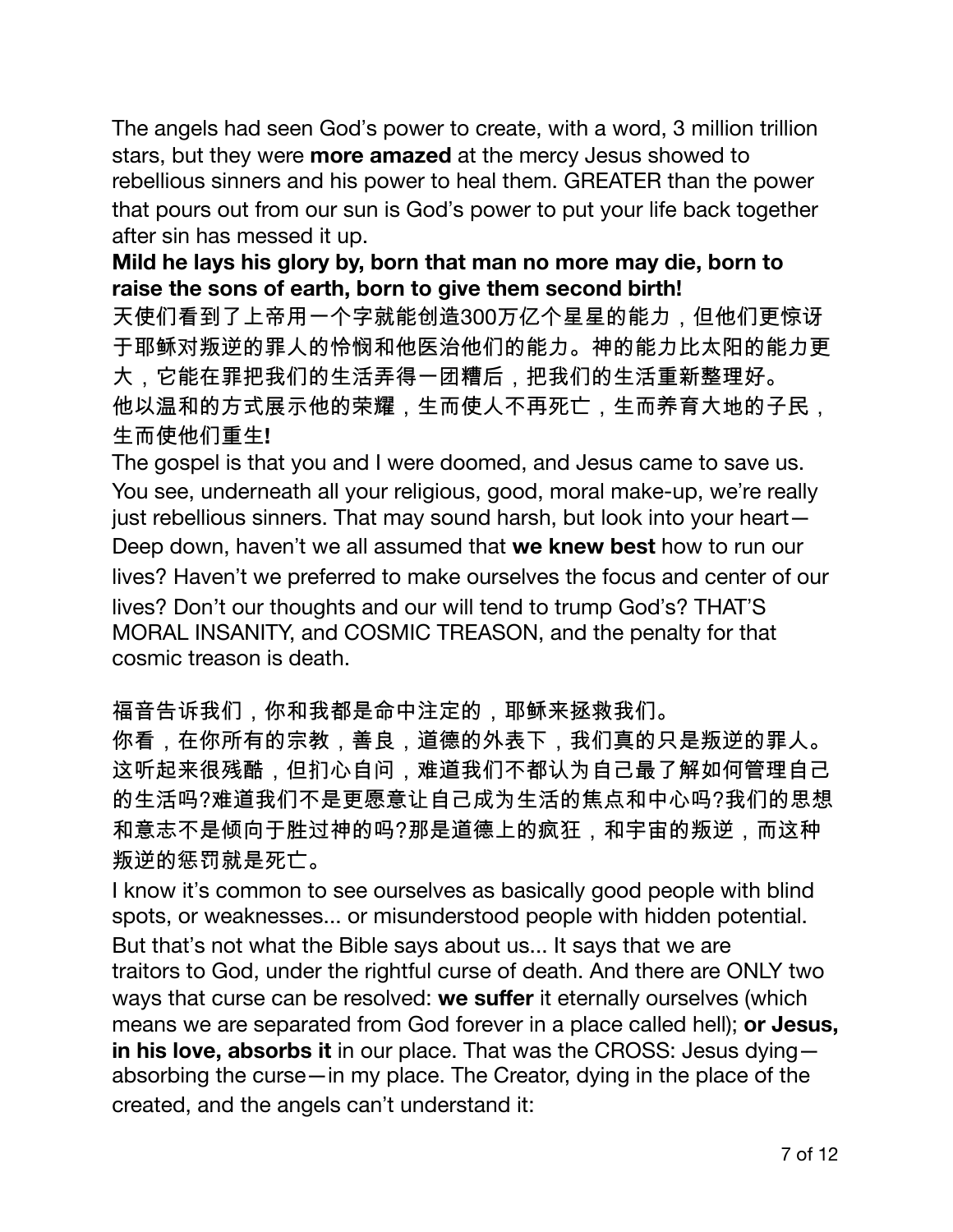The angels had seen God's power to create, with a word, 3 million trillion stars, but they were **more amazed** at the mercy Jesus showed to rebellious sinners and his power to heal them. GREATER than the power that pours out from our sun is God's power to put your life back together after sin has messed it up.

**Mild he lays his glory by, born that man no more may die, born to raise the sons of earth, born to give them second birth!**

天使们看到了上帝用一个字就能创造300万亿个星星的能力，但他们更惊讶于耶稣对叛逆的罪人的怜悯和他医治他们的能力。神的能力比太阳的能力更大，它能在罪把我们的生活弄得一团糟后，把我们的生活重新整理好。

他以温和的方式展示他的荣耀，生而使人不再死亡，生而养育大地的子民，生而使他们重生**!**

The gospel is that you and I were doomed, and Jesus came to save us. You see, underneath all your religious, good, moral make-up, we're really just rebellious sinners. That may sound harsh, but look into your heart—Deep down, haven't we all assumed that **we knew best** how to run our lives? Haven't we preferred to make ourselves the focus and center of our lives? Don't our thoughts and our will tend to trump God's? THAT'S MORAL INSANITY, and COSMIC TREASON, and the penalty for that cosmic treason is death.

福音告诉我们，你和我都是命中注定的，耶稣来拯救我们。

你看，在你所有的宗教，善良，道德的外表下，我们真的只是叛逆的罪人。这听起来很残酷，但扪心自问，难道我们不都认为自己最了解如何管理自己的生活吗?难道我们不是更愿意让自己成为生活的焦点和中心吗?我们的思想和意志不是倾向于胜过神的吗?那是道德上的疯狂，和宇宙的叛逆，而这种叛逆的惩罚就是死亡。

I know it's common to see ourselves as basically good people with blind spots, or weaknesses... or misunderstood people with hidden potential. But that's not what the Bible says about us... It says that we are traitors to God, under the rightful curse of death. And there are ONLY two ways that curse can be resolved: **we suffer** it eternally ourselves (which means we are separated from God forever in a place called hell); **or Jesus, in his love, absorbs it** in our place. That was the CROSS: Jesus dying—absorbing the curse—in my place. The Creator, dying in the place of the created, and the angels can't understand it: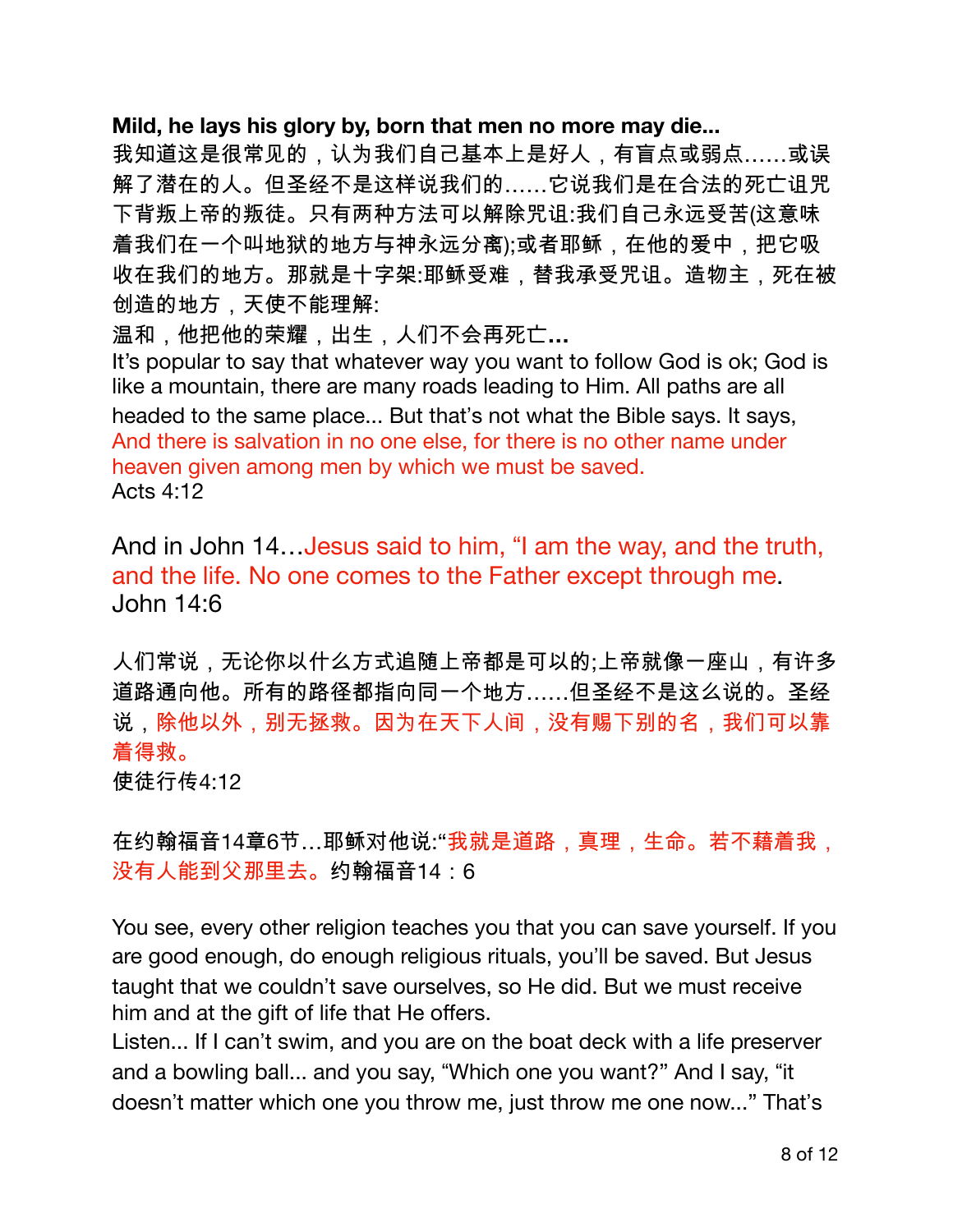**Mild, he lays his glory by, born that men no more may die...**

我知道这是很常见的，认为我们自己基本上是好人，有盲点或弱点……或误解了潜在的人。但圣经不是这样说我们的……它说我们是在合法的死亡诅咒下背叛上帝的叛徒。只有两种方法可以解除咒诅:我们自己永远受苦(这意味着我们在一个叫地狱的地方与神永远分离);或者耶稣，在他的爱中，把它吸收在我们的地方。那就是十字架:耶稣受难，替我承受咒诅。造物主，死在被创造的地方，天使不能理解:

温和，他把他的荣耀，出生，人们不会再死亡**...**

It's popular to say that whatever way you want to follow God is ok; God is like a mountain, there are many roads leading to Him. All paths are all headed to the same place... But that's not what the Bible says. It says, And there is salvation in no one else, for there is no other name under heaven given among men by which we must be saved.
Acts 4:12

And in John 14…Jesus said to him, "I am the way, and the truth, and the life. No one comes to the Father except through me.
John 14:6

人们常说，无论你以什么方式追随上帝都是可以的;上帝就像一座山，有许多道路通向他。所有的路径都指向同一个地方……但圣经不是这么说的。圣经说，除他以外，别无拯救。因为在天下人间，没有赐下别的名，我们可以靠着得救。
使徒行传4:12

在约翰福音14章6节…耶稣对他说:"我就是道路，真理，生命。若不藉着我，没有人能到父那里去。约翰福音14：6

You see, every other religion teaches you that you can save yourself. If you are good enough, do enough religious rituals, you'll be saved. But Jesus taught that we couldn't save ourselves, so He did. But we must receive him and at the gift of life that He offers.

Listen... If I can't swim, and you are on the boat deck with a life preserver and a bowling ball... and you say, "Which one you want?" And I say, "it doesn't matter which one you throw me, just throw me one now..." That's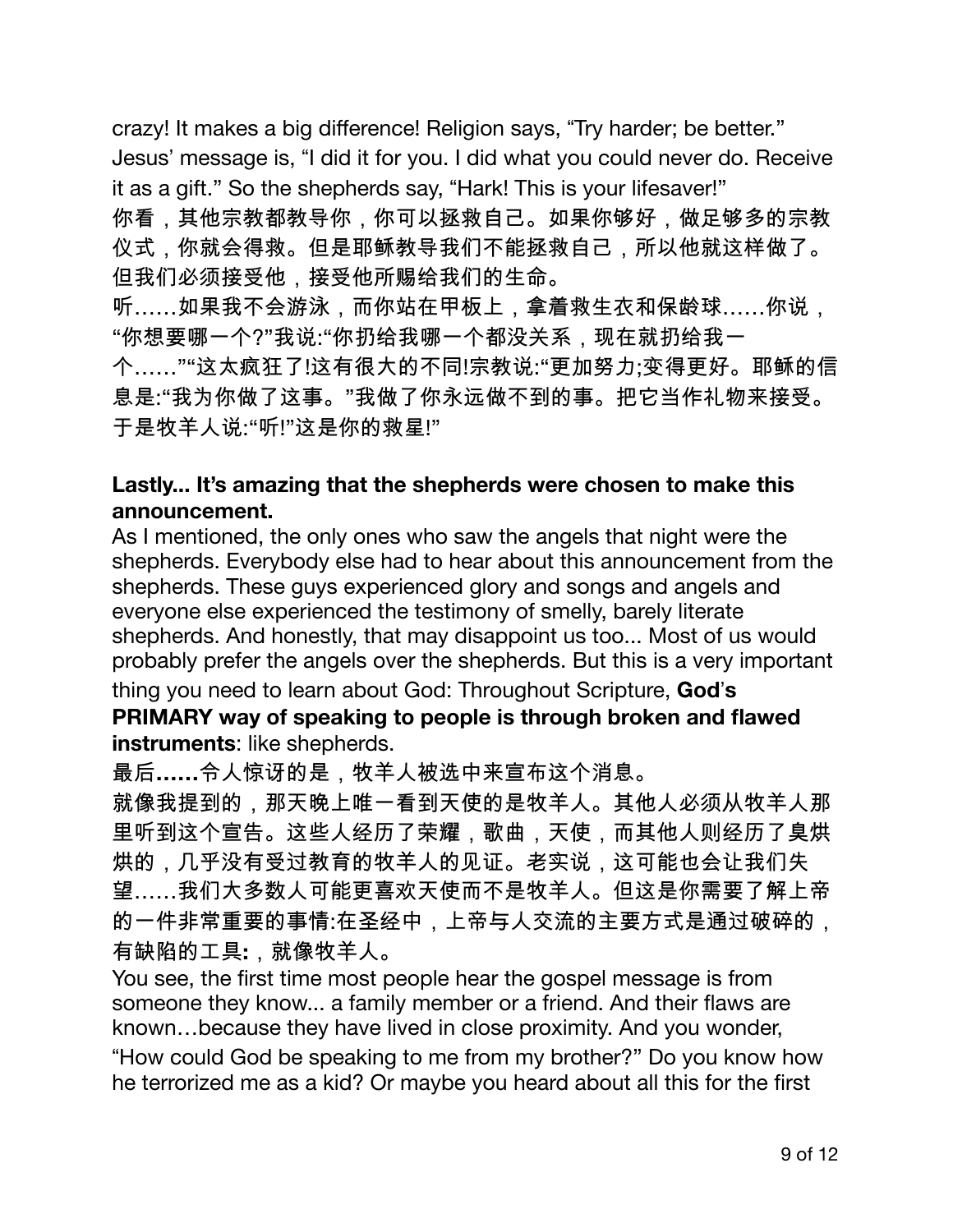crazy! It makes a big difference! Religion says, "Try harder; be better." Jesus' message is, "I did it for you. I did what you could never do. Receive it as a gift." So the shepherds say, "Hark! This is your lifesaver!"

你看，其他宗教都教导你，你可以拯救自己。如果你够好，做足够多的宗教仪式，你就会得救。但是耶稣教导我们不能拯救自己，所以他就这样做了。但我们必须接受他，接受他所赐给我们的生命。

听……如果我不会游泳，而你站在甲板上，拿着救生衣和保龄球……你说，"你想要哪一个?"我说:"你扔给我哪一个都没关系，现在就扔给我一个……""这太疯狂了!这有很大的不同!宗教说:"更加努力;变得更好。耶稣的信息是:"我为你做了这事。"我做了你永远做不到的事。把它当作礼物来接受。于是牧羊人说:"听!"这是你的救星!"

**Lastly... It's amazing that the shepherds were chosen to make this announcement.**

As I mentioned, the only ones who saw the angels that night were the shepherds. Everybody else had to hear about this announcement from the shepherds. These guys experienced glory and songs and angels and everyone else experienced the testimony of smelly, barely literate shepherds. And honestly, that may disappoint us too... Most of us would probably prefer the angels over the shepherds. But this is a very important thing you need to learn about God: Throughout Scripture, **God's PRIMARY way of speaking to people is through broken and flawed instruments**: like shepherds.

最后**……**令人惊讶的是，牧羊人被选中来宣布这个消息。

就像我提到的，那天晚上唯一看到天使的是牧羊人。其他人必须从牧羊人那里听到这个宣告。这些人经历了荣耀，歌曲，天使，而其他人则经历了臭烘烘的，几乎没有受过教育的牧羊人的见证。老实说，这可能也会让我们失望……我们大多数人可能更喜欢天使而不是牧羊人。但这是你需要了解上帝的一件非常重要的事情:在圣经中，上帝与人交流的主要方式是通过破碎的，有缺陷的工具**:**，就像牧羊人。

You see, the first time most people hear the gospel message is from someone they know... a family member or a friend. And their flaws are known…because they have lived in close proximity. And you wonder, "How could God be speaking to me from my brother?" Do you know how he terrorized me as a kid? Or maybe you heard about all this for the first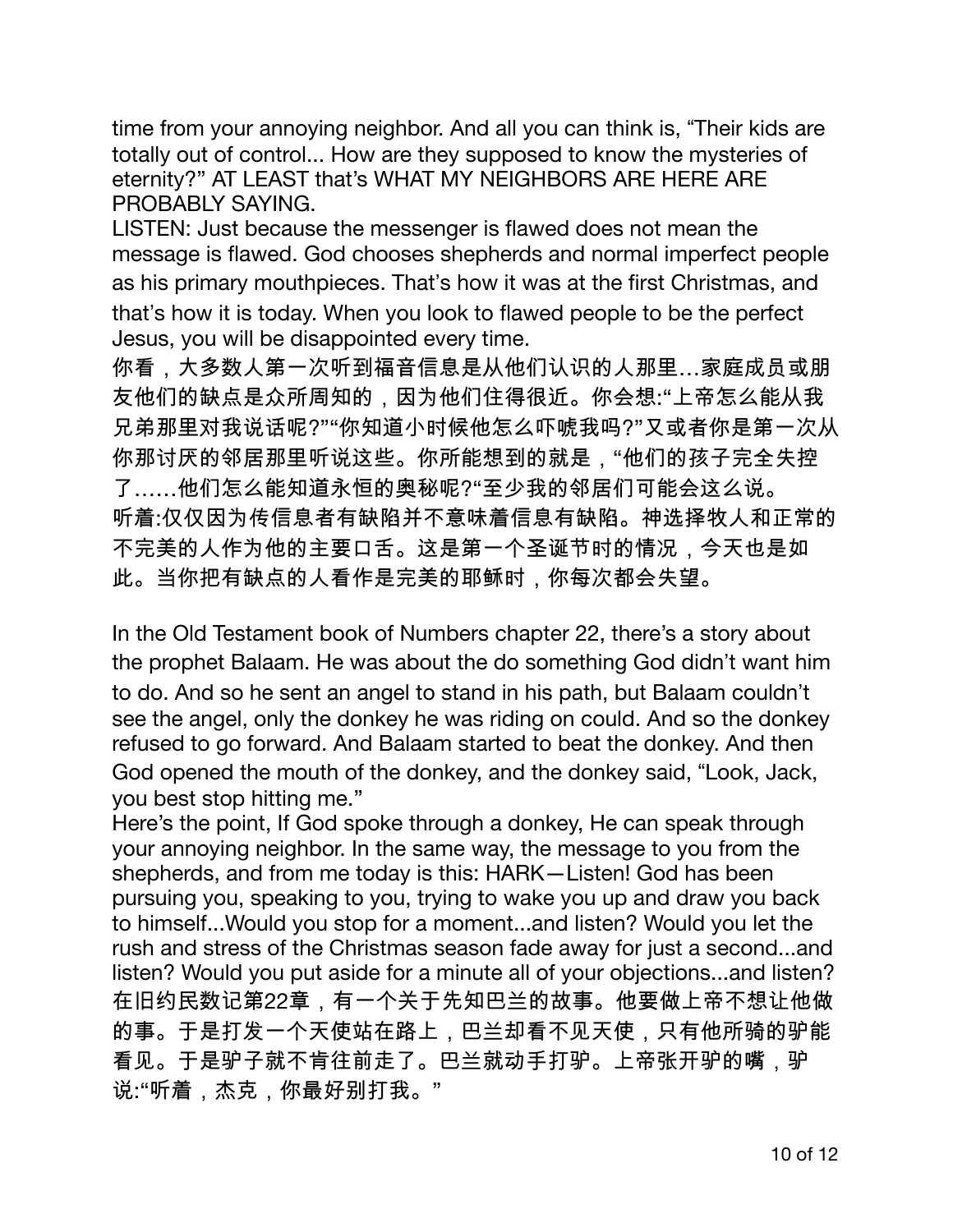time from your annoying neighbor. And all you can think is, "Their kids are totally out of control... How are they supposed to know the mysteries of eternity?" AT LEAST that's WHAT MY NEIGHBORS ARE HERE ARE PROBABLY SAYING.

LISTEN: Just because the messenger is flawed does not mean the message is flawed. God chooses shepherds and normal imperfect people as his primary mouthpieces. That's how it was at the first Christmas, and that's how it is today. When you look to flawed people to be the perfect Jesus, you will be disappointed every time.

你看，大多数人第一次听到福音信息是从他们认识的人那里…家庭成员或朋友他们的缺点是众所周知的，因为他们住得很近。你会想:"上帝怎么能从我兄弟那里对我说话呢?""你知道小时候他怎么吓唬我吗?"又或者你是第一次从你那讨厌的邻居那里听说这些。你所能想到的就是，"他们的孩子完全失控了……他们怎么能知道永恒的奥秘呢?"至少我的邻居们可能会这么说。

听着:仅仅因为传信息者有缺陷并不意味着信息有缺陷。神选择牧人和正常的不完美的人作为他的主要口舌。这是第一个圣诞节时的情况，今天也是如此。当你把有缺点的人看作是完美的耶稣时，你每次都会失望。

In the Old Testament book of Numbers chapter 22, there's a story about the prophet Balaam. He was about the do something God didn't want him to do. And so he sent an angel to stand in his path, but Balaam couldn't see the angel, only the donkey he was riding on could. And so the donkey refused to go forward. And Balaam started to beat the donkey. And then God opened the mouth of the donkey, and the donkey said, "Look, Jack, you best stop hitting me."

Here's the point, If God spoke through a donkey, He can speak through your annoying neighbor. In the same way, the message to you from the shepherds, and from me today is this: HARK—Listen! God has been pursuing you, speaking to you, trying to wake you up and draw you back to himself...Would you stop for a moment...and listen? Would you let the rush and stress of the Christmas season fade away for just a second...and listen? Would you put aside for a minute all of your objections...and listen?

在旧约民数记第22章，有一个关于先知巴兰的故事。他要做上帝不想让他做的事。于是打发一个天使站在路上，巴兰却看不见天使，只有他所骑的驴能看见。于是驴子就不肯往前走了。巴兰就动手打驴。上帝张开驴的嘴，驴说:"听着，杰克，你最好别打我。"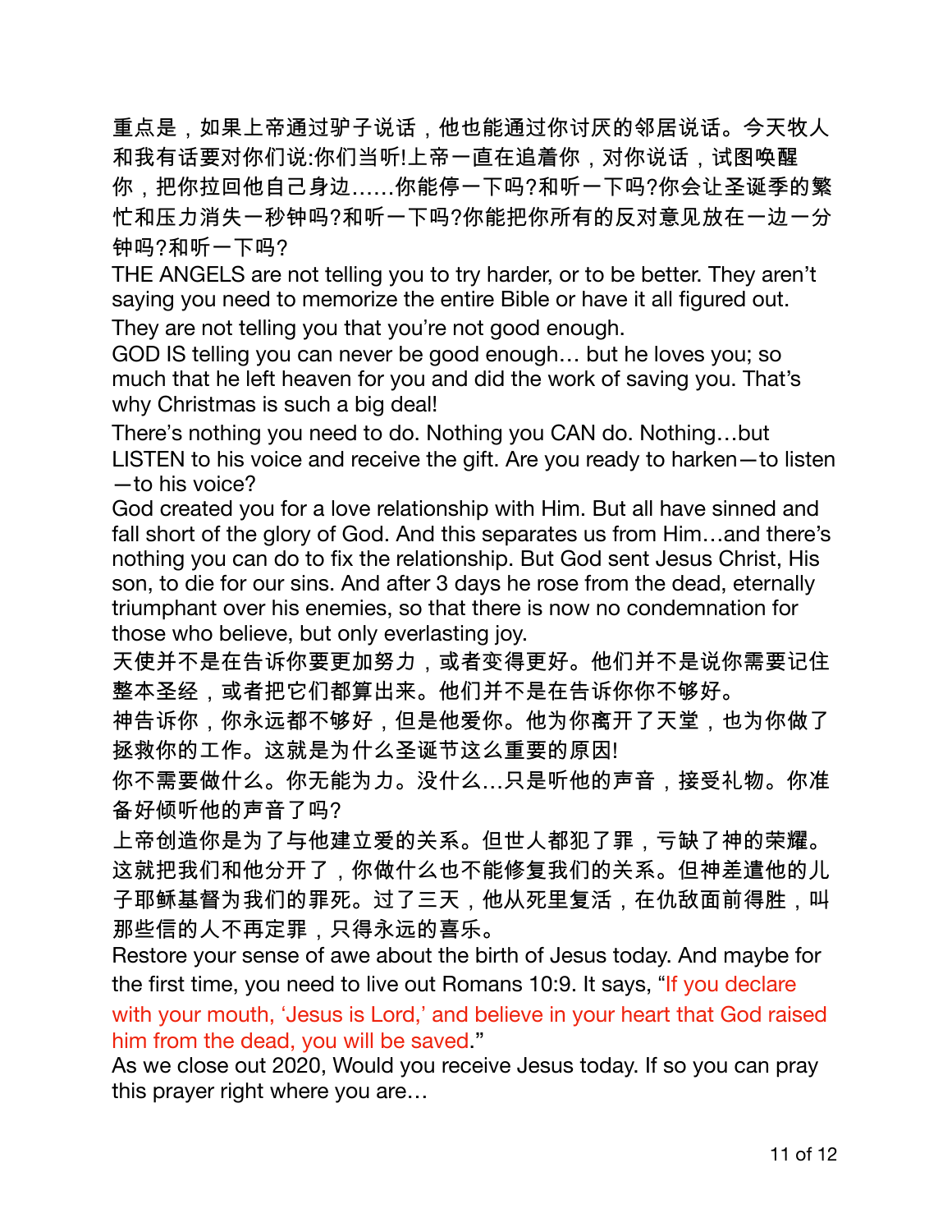重点是，如果上帝通过驴子说话，他也能通过你讨厌的邻居说话。今天牧人和我有话要对你们说:你们当听!上帝一直在追着你，对你说话，试图唤醒你，把你拉回他自己身边……你能停一下吗?和听一下吗?你会让圣诞季的繁忙和压力消失一秒钟吗?和听一下吗?你能把你所有的反对意见放在一边一分钟吗?和听一下吗?

THE ANGELS are not telling you to try harder, or to be better. They aren't saying you need to memorize the entire Bible or have it all figured out. They are not telling you that you're not good enough.

GOD IS telling you can never be good enough… but he loves you; so much that he left heaven for you and did the work of saving you. That's why Christmas is such a big deal!

There's nothing you need to do. Nothing you CAN do. Nothing…but LISTEN to his voice and receive the gift. Are you ready to harken—to listen—to his voice?

God created you for a love relationship with Him. But all have sinned and fall short of the glory of God. And this separates us from Him…and there's nothing you can do to fix the relationship. But God sent Jesus Christ, His son, to die for our sins. And after 3 days he rose from the dead, eternally triumphant over his enemies, so that there is now no condemnation for those who believe, but only everlasting joy.

天使并不是在告诉你要更加努力，或者变得更好。他们并不是说你需要记住整本圣经，或者把它们都算出来。他们并不是在告诉你你不够好。

神告诉你，你永远都不够好，但是他爱你。他为你离开了天堂，也为你做了拯救你的工作。这就是为什么圣诞节这么重要的原因!

你不需要做什么。你无能为力。没什么…只是听他的声音，接受礼物。你准备好倾听他的声音了吗?

上帝创造你是为了与他建立爱的关系。但世人都犯了罪，亏缺了神的荣耀。这就把我们和他分开了，你做什么也不能修复我们的关系。但神差遣他的儿子耶稣基督为我们的罪死。过了三天，他从死里复活，在仇敌面前得胜，叫那些信的人不再定罪，只得永远的喜乐。

Restore your sense of awe about the birth of Jesus today. And maybe for the first time, you need to live out Romans 10:9. It says, "If you declare with your mouth, 'Jesus is Lord,' and believe in your heart that God raised him from the dead, you will be saved."

As we close out 2020, Would you receive Jesus today. If so you can pray this prayer right where you are…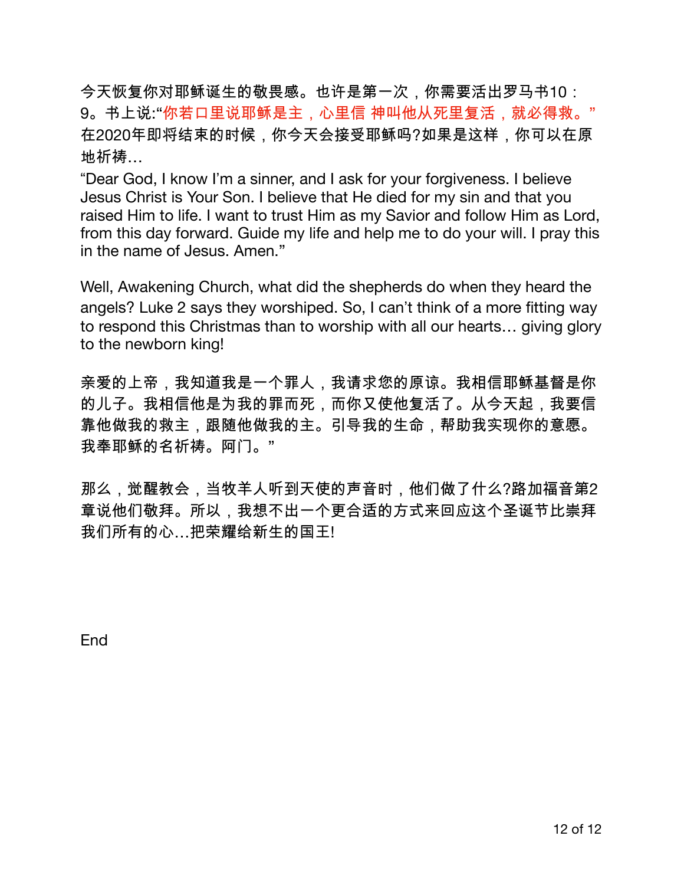今天恢复你对耶稣诞生的敬畏感。也许是第一次，你需要活出罗马书10：9。书上说:“你若口里说耶稣是主，心里信 神叫他从死里复活，就必得救。” 在2020年即将结束的时候，你今天会接受耶稣吗?如果是这样，你可以在原地祈祷…

“Dear God, I know I’m a sinner, and I ask for your forgiveness. I believe Jesus Christ is Your Son. I believe that He died for my sin and that you raised Him to life. I want to trust Him as my Savior and follow Him as Lord, from this day forward. Guide my life and help me to do your will. I pray this in the name of Jesus. Amen.”

Well, Awakening Church, what did the shepherds do when they heard the angels? Luke 2 says they worshiped. So, I can’t think of a more fitting way to respond this Christmas than to worship with all our hearts… giving glory to the newborn king!

亲爱的上帝，我知道我是一个罪人，我请求您的原谅。我相信耶稣基督是你的儿子。我相信他是为我的罪而死，而你又使他复活了。从今天起，我要信靠他做我的救主，跟随他做我的主。引导我的生命，帮助我实现你的意愿。我奉耶稣的名祈祷。阿门。”

那么，觉醒教会，当牧羊人听到天使的声音时，他们做了什么?路加福音第2章说他们敬拜。所以，我想不出一个更合适的方式来回应这个圣诞节比崇拜我们所有的心…把荣耀给新生的国王!

End